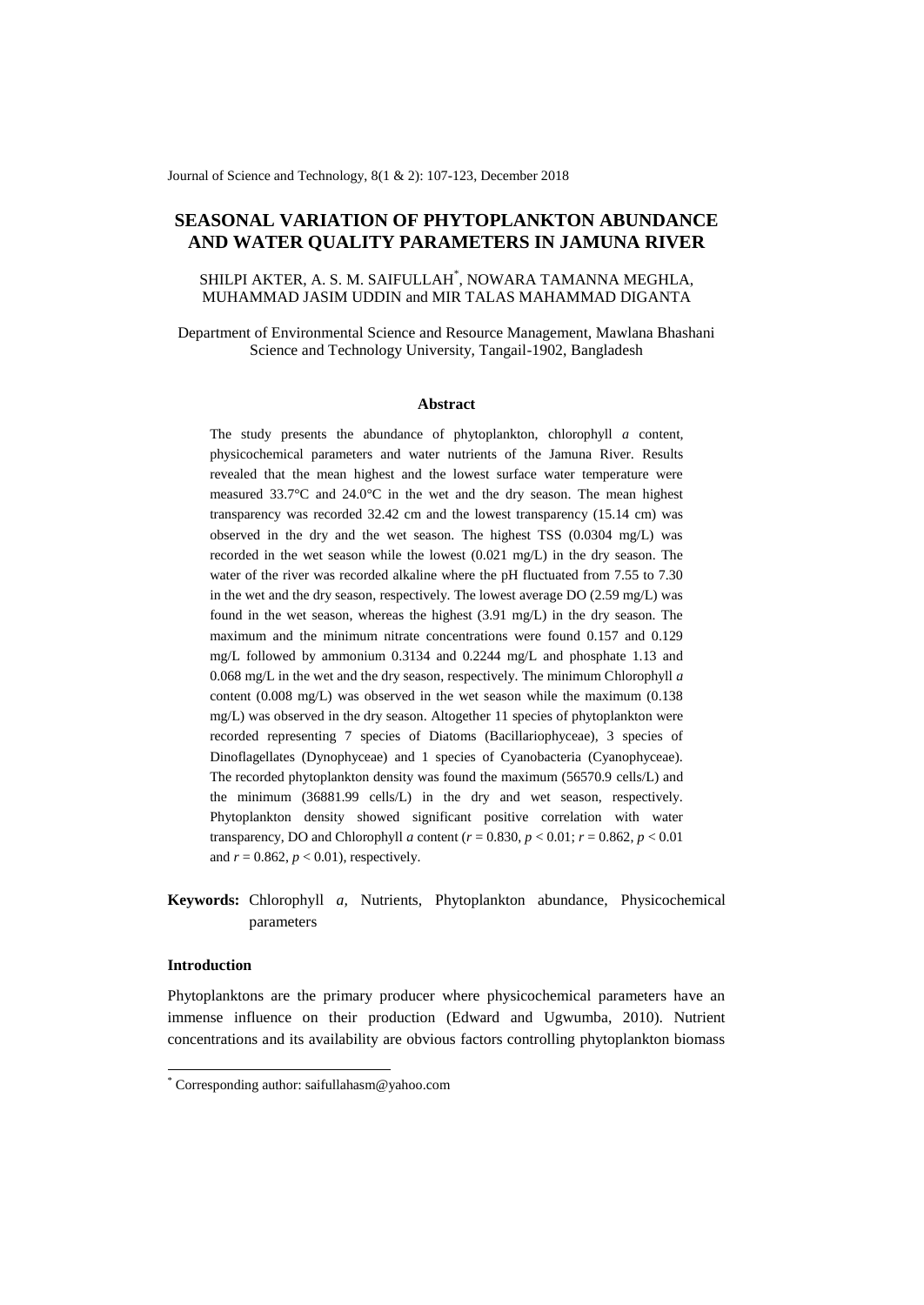# SEASONAL VARIATION OF PHYTOPLANKTON ABUNDANCE AND WATER QUALITY PARAMETERS IN JAMUNA RIVER

SHILPI AKTER, A. S. M. SAIFULLAH*, NOWARA TAMANNA MEGHLA, MUHAMMAD JASIM UDDIN and MIR TALAS MAHAMMAD DIGANTA

Department of Environmental Science and Resource Management, Mawlana Bhashani Science and Technology University, Tangail-1902, Bangladesh

## Abstract

The study presents the abundance of phytoplankton, chlorophyll *a* content, physicochemical parameters and water nutrients of the Jamuna River. Results revealed that the mean highest and the lowest surface water temperature were measured 33.7°C and 24.0°C in the wet and the dry season. The mean highest transparency was recorded 32.42 cm and the lowest transparency (15.14 cm) was observed in the dry and the wet season. The highest TSS (0.0304 mg/L) was recorded in the wet season while the lowest (0.021 mg/L) in the dry season. The water of the river was recorded alkaline where the pH fluctuated from 7.55 to 7.30 in the wet and the dry season, respectively. The lowest average DO (2.59 mg/L) was found in the wet season, whereas the highest (3.91 mg/L) in the dry season. The maximum and the minimum nitrate concentrations were found 0.157 and 0.129 mg/L followed by ammonium 0.3134 and 0.2244 mg/L and phosphate 1.13 and 0.068 mg/L in the wet and the dry season, respectively. The minimum Chlorophyll *a* content (0.008 mg/L) was observed in the wet season while the maximum (0.138 mg/L) was observed in the dry season. Altogether 11 species of phytoplankton were recorded representing 7 species of Diatoms (Bacillariophyceae), 3 species of Dinoflagellates (Dynophyceae) and 1 species of Cyanobacteria (Cyanophyceae). The recorded phytoplankton density was found the maximum (56570.9 cells/L) and the minimum (36881.99 cells/L) in the dry and wet season, respectively. Phytoplankton density showed significant positive correlation with water transparency, DO and Chlorophyll *a* content ($r = 0.830$, $p < 0.01$; $r = 0.862$, $p < 0.01$ and $r = 0.862$, $p < 0.01$), respectively.

**Keywords:** Chlorophyll *a*, Nutrients, Phytoplankton abundance, Physicochemical parameters

## Introduction

Phytoplanktons are the primary producer where physicochemical parameters have an immense influence on their production (Edward and Ugwumba, 2010). Nutrient concentrations and its availability are obvious factors controlling phytoplankton biomass

* Corresponding author: saifullahasm@yahoo.com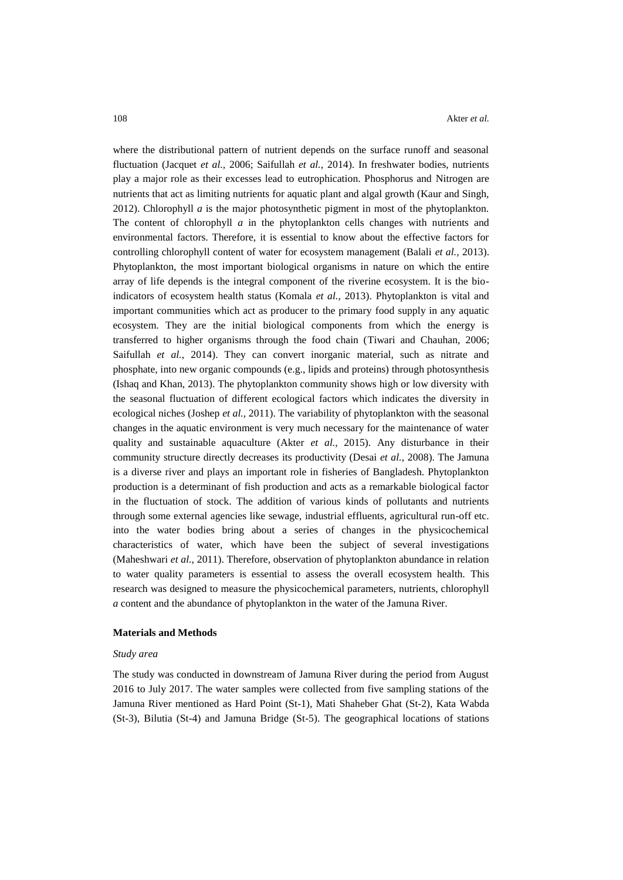where the distributional pattern of nutrient depends on the surface runoff and seasonal fluctuation (Jacquet *et al.,* 2006; Saifullah *et al.,* 2014). In freshwater bodies, nutrients play a major role as their excesses lead to eutrophication. Phosphorus and Nitrogen are nutrients that act as limiting nutrients for aquatic plant and algal growth (Kaur and Singh, 2012). Chlorophyll *a* is the major photosynthetic pigment in most of the phytoplankton. The content of chlorophyll *a* in the phytoplankton cells changes with nutrients and environmental factors. Therefore, it is essential to know about the effective factors for controlling chlorophyll content of water for ecosystem management (Balali *et al.*, 2013). Phytoplankton, the most important biological organisms in nature on which the entire array of life depends is the integral component of the riverine ecosystem. It is the bio-indicators of ecosystem health status (Komala *et al.,* 2013). Phytoplankton is vital and important communities which act as producer to the primary food supply in any aquatic ecosystem. They are the initial biological components from which the energy is transferred to higher organisms through the food chain (Tiwari and Chauhan, 2006; Saifullah *et al.*, 2014). They can convert inorganic material, such as nitrate and phosphate, into new organic compounds (e.g., lipids and proteins) through photosynthesis (Ishaq and Khan, 2013). The phytoplankton community shows high or low diversity with the seasonal fluctuation of different ecological factors which indicates the diversity in ecological niches (Joshep *et al.,* 2011). The variability of phytoplankton with the seasonal changes in the aquatic environment is very much necessary for the maintenance of water quality and sustainable aquaculture (Akter *et al.*, 2015). Any disturbance in their community structure directly decreases its productivity (Desai *et al.,* 2008). The Jamuna is a diverse river and plays an important role in fisheries of Bangladesh. Phytoplankton production is a determinant of fish production and acts as a remarkable biological factor in the fluctuation of stock. The addition of various kinds of pollutants and nutrients through some external agencies like sewage, industrial effluents, agricultural run-off etc. into the water bodies bring about a series of changes in the physicochemical characteristics of water, which have been the subject of several investigations (Maheshwari *et al.,* 2011). Therefore, observation of phytoplankton abundance in relation to water quality parameters is essential to assess the overall ecosystem health. This research was designed to measure the physicochemical parameters, nutrients, chlorophyll *a* content and the abundance of phytoplankton in the water of the Jamuna River.

## Materials and Methods

### *Study area*

The study was conducted in downstream of Jamuna River during the period from August 2016 to July 2017. The water samples were collected from five sampling stations of the Jamuna River mentioned as Hard Point (St-1), Mati Shaheber Ghat (St-2), Kata Wabda (St-3), Bilutia (St-4) and Jamuna Bridge (St-5). The geographical locations of stations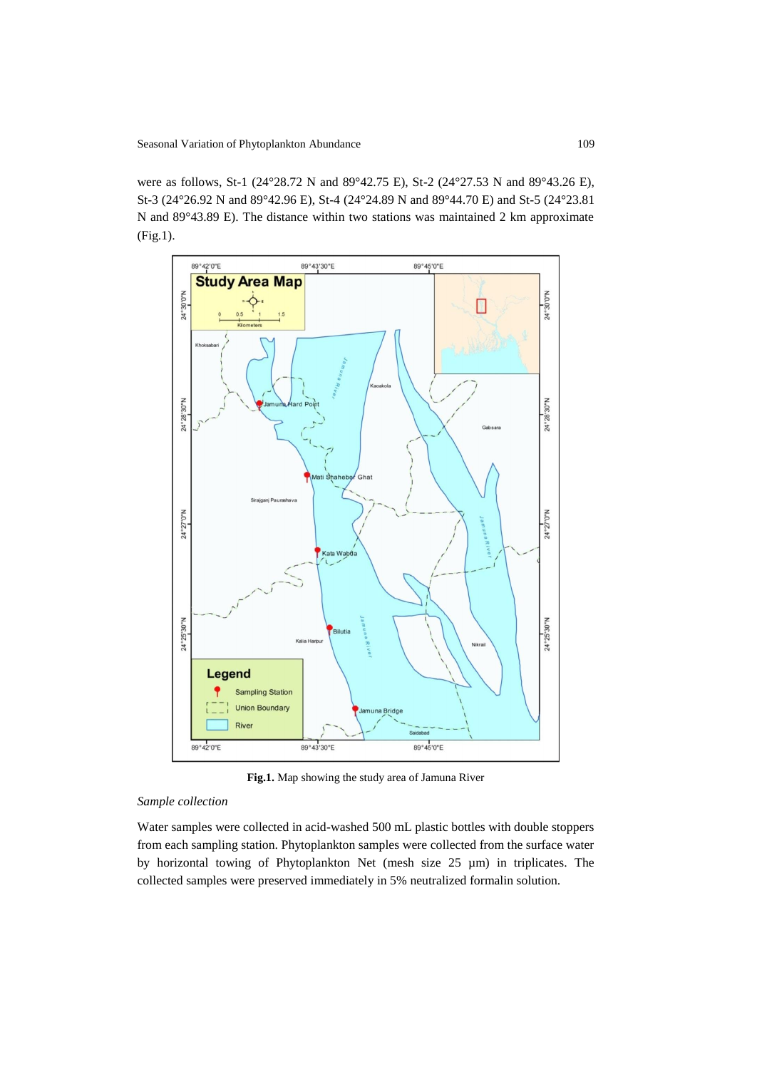were as follows, St-1 (24°28.72 N and 89°42.75 E), St-2 (24°27.53 N and 89°43.26 E), St-3 (24°26.92 N and 89°42.96 E), St-4 (24°24.89 N and 89°44.70 E) and St-5 (24°23.81 N and 89°43.89 E). The distance within two stations was maintained 2 km approximate (Fig.1).

**Fig.1.** Map showing the study area of Jamuna River

*Sample collection*

Water samples were collected in acid-washed 500 mL plastic bottles with double stoppers from each sampling station. Phytoplankton samples were collected from the surface water by horizontal towing of Phytoplankton Net (mesh size 25 µm) in triplicates. The collected samples were preserved immediately in 5% neutralized formalin solution.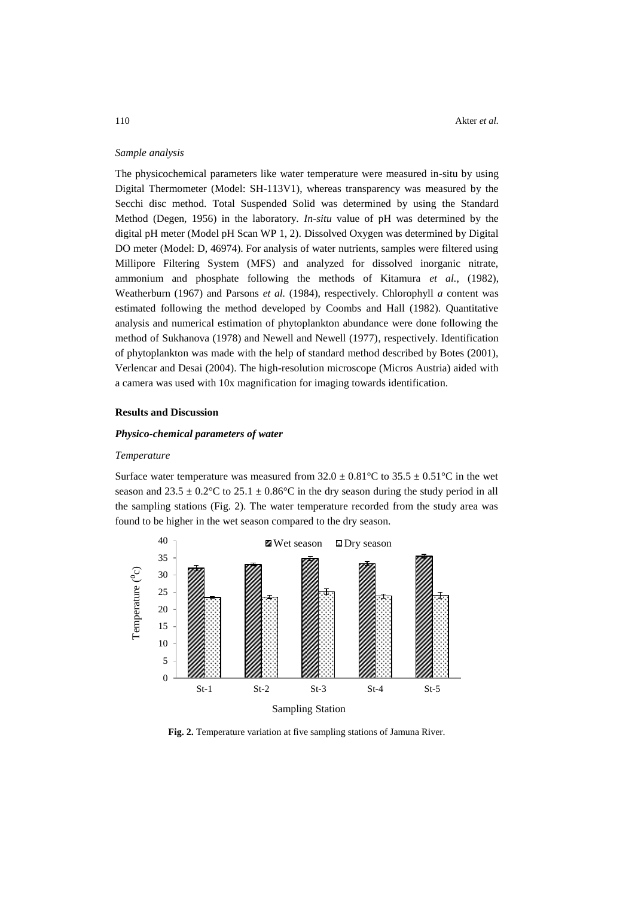*Sample analysis*

The physicochemical parameters like water temperature were measured in-situ by using Digital Thermometer (Model: SH-113V1), whereas transparency was measured by the Secchi disc method. Total Suspended Solid was determined by using the Standard Method (Degen, 1956) in the laboratory. *In-situ* value of pH was determined by the digital pH meter (Model pH Scan WP 1, 2). Dissolved Oxygen was determined by Digital DO meter (Model: D, 46974). For analysis of water nutrients, samples were filtered using Millipore Filtering System (MFS) and analyzed for dissolved inorganic nitrate, ammonium and phosphate following the methods of Kitamura *et al.*, (1982), Weatherburn (1967) and Parsons *et al.* (1984), respectively. Chlorophyll *a* content was estimated following the method developed by Coombs and Hall (1982). Quantitative analysis and numerical estimation of phytoplankton abundance were done following the method of Sukhanova (1978) and Newell and Newell (1977), respectively. Identification of phytoplankton was made with the help of standard method described by Botes (2001), Verlencar and Desai (2004). The high-resolution microscope (Micros Austria) aided with a camera was used with 10x magnification for imaging towards identification.

## Results and Discussion

### *Physico-chemical parameters of water*

*Temperature*

Surface water temperature was measured from $32.0 \pm 0.81$°C to $35.5 \pm 0.51$°C in the wet season and $23.5 \pm 0.2$°C to $25.1 \pm 0.86$°C in the dry season during the study period in all the sampling stations (Fig. 2). The water temperature recorded from the study area was found to be higher in the wet season compared to the dry season.

**Fig. 2.** Temperature variation at five sampling stations of Jamuna River.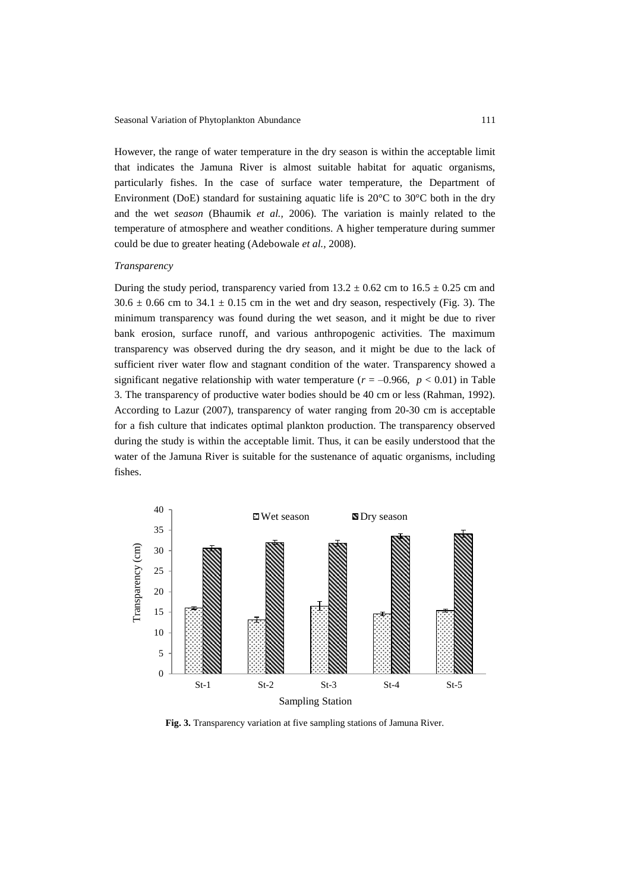However, the range of water temperature in the dry season is within the acceptable limit that indicates the Jamuna River is almost suitable habitat for aquatic organisms, particularly fishes. In the case of surface water temperature, the Department of Environment (DoE) standard for sustaining aquatic life is 20°C to 30°C both in the dry and the wet *season* (Bhaumik *et al.,* 2006). The variation is mainly related to the temperature of atmosphere and weather conditions. A higher temperature during summer could be due to greater heating (Adebowale *et al.,* 2008).

*Transparency*

During the study period, transparency varied from 13.2 ± 0.62 cm to 16.5 ± 0.25 cm and 30.6 ± 0.66 cm to 34.1 ± 0.15 cm in the wet and dry season, respectively (Fig. 3). The minimum transparency was found during the wet season, and it might be due to river bank erosion, surface runoff, and various anthropogenic activities. The maximum transparency was observed during the dry season, and it might be due to the lack of sufficient river water flow and stagnant condition of the water. Transparency showed a significant negative relationship with water temperature ($r = -0.966$, $p < 0.01$) in Table 3. The transparency of productive water bodies should be 40 cm or less (Rahman, 1992). According to Lazur (2007), transparency of water ranging from 20-30 cm is acceptable for a fish culture that indicates optimal plankton production. The transparency observed during the study is within the acceptable limit. Thus, it can be easily understood that the water of the Jamuna River is suitable for the sustenance of aquatic organisms, including fishes.

**Fig. 3.** Transparency variation at five sampling stations of Jamuna River.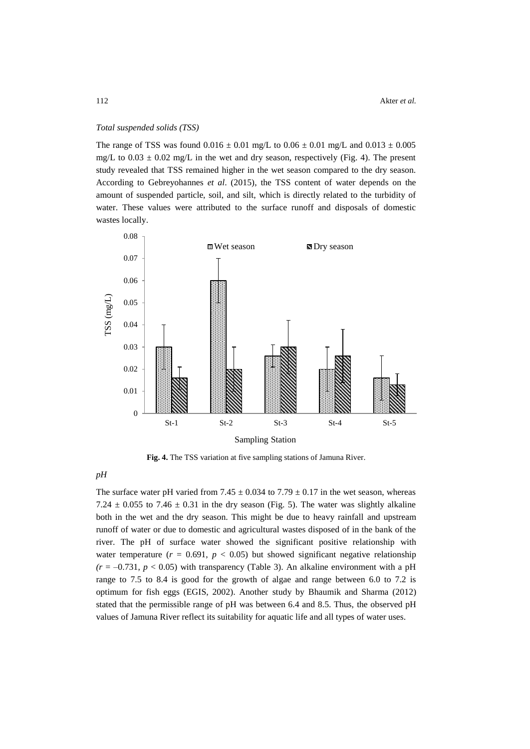*Total suspended solids (TSS)*

The range of TSS was found $0.016 \pm 0.01$ mg/L to $0.06 \pm 0.01$ mg/L and $0.013 \pm 0.005$ mg/L to $0.03 \pm 0.02$ mg/L in the wet and dry season, respectively (Fig. 4). The present study revealed that TSS remained higher in the wet season compared to the dry season. According to Gebreyohannes *et al*. (2015), the TSS content of water depends on the amount of suspended particle, soil, and silt, which is directly related to the turbidity of water. These values were attributed to the surface runoff and disposals of domestic wastes locally.

**Fig. 4.** The TSS variation at five sampling stations of Jamuna River.

*pH*

The surface water pH varied from $7.45 \pm 0.034$ to $7.79 \pm 0.17$ in the wet season, whereas $7.24 \pm 0.055$ to $7.46 \pm 0.31$ in the dry season (Fig. 5). The water was slightly alkaline both in the wet and the dry season. This might be due to heavy rainfall and upstream runoff of water or due to domestic and agricultural wastes disposed of in the bank of the river. The pH of surface water showed the significant positive relationship with water temperature ($r = 0.691$, $p < 0.05$) but showed significant negative relationship ($r = -0.731$, $p < 0.05$) with transparency (Table 3). An alkaline environment with a pH range to 7.5 to 8.4 is good for the growth of algae and range between 6.0 to 7.2 is optimum for fish eggs (EGIS, 2002). Another study by Bhaumik and Sharma (2012) stated that the permissible range of pH was between 6.4 and 8.5. Thus, the observed pH values of Jamuna River reflect its suitability for aquatic life and all types of water uses.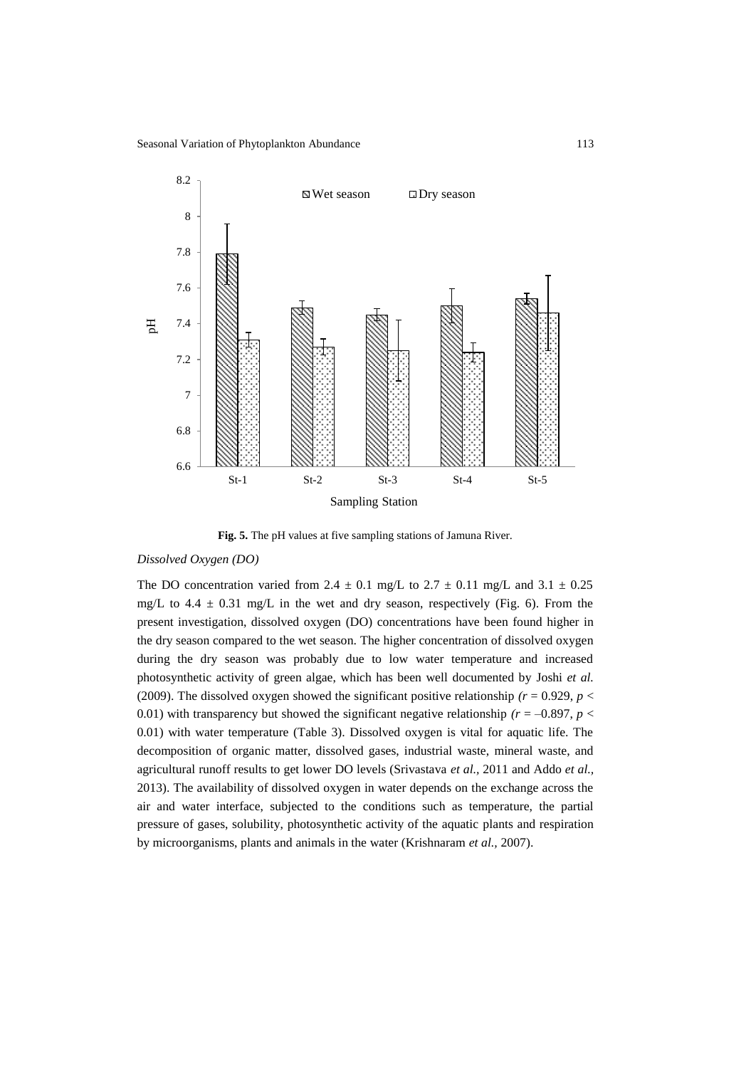Fig. 5. The pH values at five sampling stations of Jamuna River.

*Dissolved Oxygen (DO)*

The DO concentration varied from 2.4 ± 0.1 mg/L to 2.7 ± 0.11 mg/L and 3.1 ± 0.25 mg/L to 4.4 ± 0.31 mg/L in the wet and dry season, respectively (Fig. 6). From the present investigation, dissolved oxygen (DO) concentrations have been found higher in the dry season compared to the wet season. The higher concentration of dissolved oxygen during the dry season was probably due to low water temperature and increased photosynthetic activity of green algae, which has been well documented by Joshi *et al.* (2009). The dissolved oxygen showed the significant positive relationship ($r = 0.929$, $p < 0.01$) with transparency but showed the significant negative relationship ($r = -0.897$, $p < 0.01$) with water temperature (Table 3). Dissolved oxygen is vital for aquatic life. The decomposition of organic matter, dissolved gases, industrial waste, mineral waste, and agricultural runoff results to get lower DO levels (Srivastava *et al.*, 2011 and Addo *et al.*, 2013). The availability of dissolved oxygen in water depends on the exchange across the air and water interface, subjected to the conditions such as temperature, the partial pressure of gases, solubility, photosynthetic activity of the aquatic plants and respiration by microorganisms, plants and animals in the water (Krishnaram *et al.*, 2007).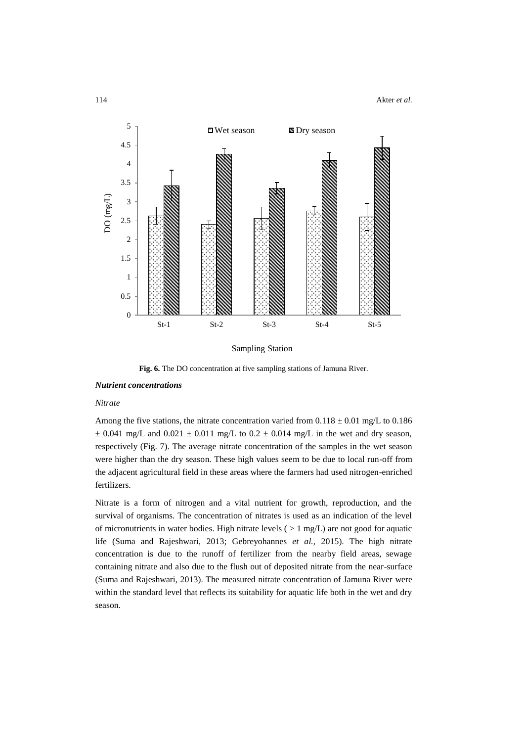Fig. 6. The DO concentration at five sampling stations of Jamuna River.

### *Nutrient concentrations*

*Nitrate*

Among the five stations, the nitrate concentration varied from 0.118 ± 0.01 mg/L to 0.186 ± 0.041 mg/L and 0.021 ± 0.011 mg/L to 0.2 ± 0.014 mg/L in the wet and dry season, respectively (Fig. 7). The average nitrate concentration of the samples in the wet season were higher than the dry season. These high values seem to be due to local run-off from the adjacent agricultural field in these areas where the farmers had used nitrogen-enriched fertilizers.

Nitrate is a form of nitrogen and a vital nutrient for growth, reproduction, and the survival of organisms. The concentration of nitrates is used as an indication of the level of micronutrients in water bodies. High nitrate levels ( > 1 mg/L) are not good for aquatic life (Suma and Rajeshwari, 2013; Gebreyohannes *et al.,* 2015). The high nitrate concentration is due to the runoff of fertilizer from the nearby field areas, sewage containing nitrate and also due to the flush out of deposited nitrate from the near-surface (Suma and Rajeshwari, 2013). The measured nitrate concentration of Jamuna River were within the standard level that reflects its suitability for aquatic life both in the wet and dry season.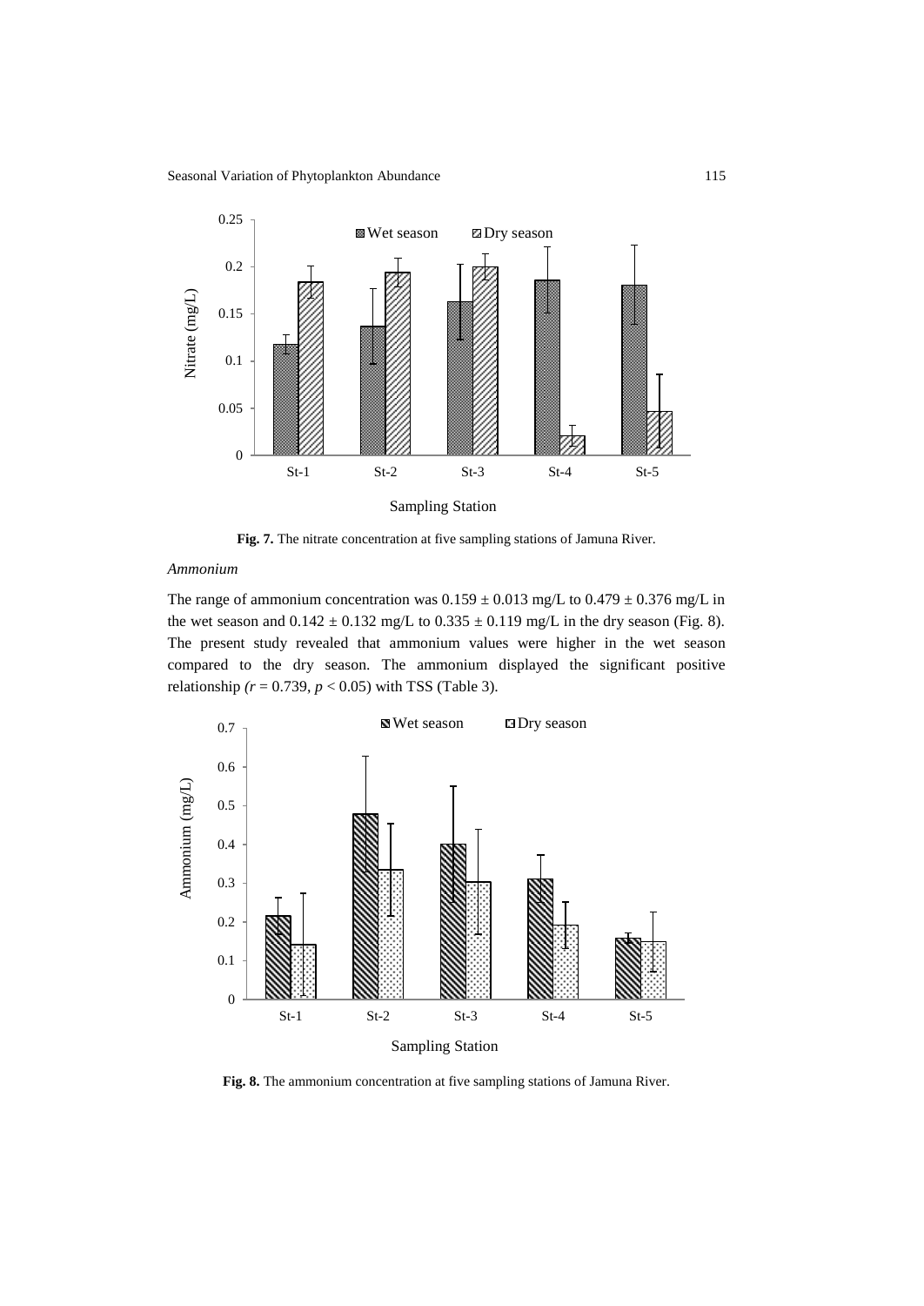**Fig. 7.** The nitrate concentration at five sampling stations of Jamuna River.

*Ammonium*

The range of ammonium concentration was $0.159 \pm 0.013$ mg/L to $0.479 \pm 0.376$ mg/L in the wet season and $0.142 \pm 0.132$ mg/L to $0.335 \pm 0.119$ mg/L in the dry season (Fig. 8). The present study revealed that ammonium values were higher in the wet season compared to the dry season. The ammonium displayed the significant positive relationship ($r = 0.739$, $p < 0.05$) with TSS (Table 3).

**Fig. 8.** The ammonium concentration at five sampling stations of Jamuna River.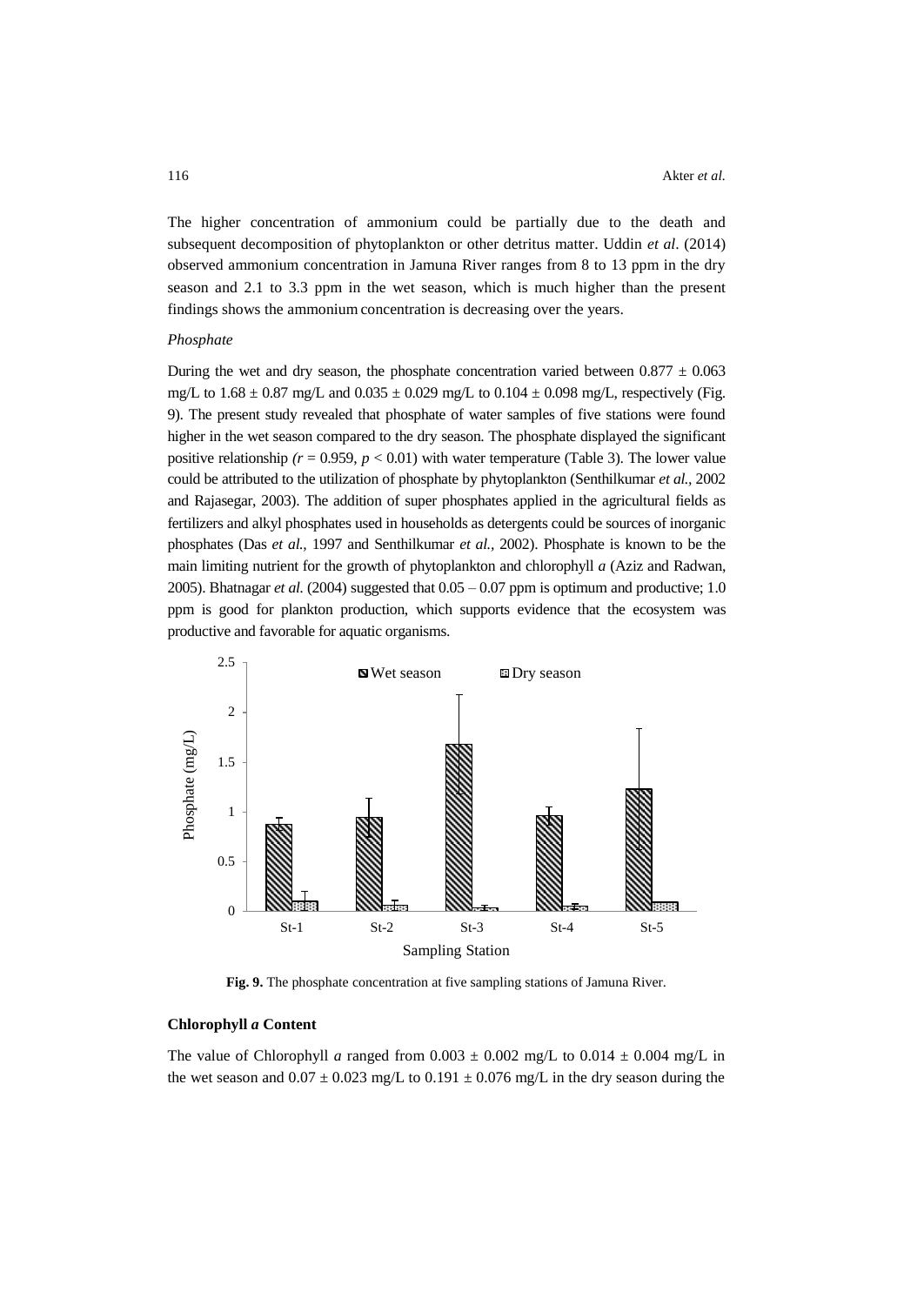The higher concentration of ammonium could be partially due to the death and subsequent decomposition of phytoplankton or other detritus matter. Uddin *et al*. (2014) observed ammonium concentration in Jamuna River ranges from 8 to 13 ppm in the dry season and 2.1 to 3.3 ppm in the wet season, which is much higher than the present findings shows the ammonium concentration is decreasing over the years.

*Phosphate*

During the wet and dry season, the phosphate concentration varied between $0.877 \pm 0.063$ mg/L to $1.68 \pm 0.87$ mg/L and $0.035 \pm 0.029$ mg/L to $0.104 \pm 0.098$ mg/L, respectively (Fig. 9). The present study revealed that phosphate of water samples of five stations were found higher in the wet season compared to the dry season. The phosphate displayed the significant positive relationship ($r = 0.959$, $p < 0.01$) with water temperature (Table 3). The lower value could be attributed to the utilization of phosphate by phytoplankton (Senthilkumar *et al.*, 2002 and Rajasegar, 2003). The addition of super phosphates applied in the agricultural fields as fertilizers and alkyl phosphates used in households as detergents could be sources of inorganic phosphates (Das *et al.*, 1997 and Senthilkumar *et al.*, 2002). Phosphate is known to be the main limiting nutrient for the growth of phytoplankton and chlorophyll *a* (Aziz and Radwan, 2005). Bhatnagar *et al.* (2004) suggested that 0.05 – 0.07 ppm is optimum and productive; 1.0 ppm is good for plankton production, which supports evidence that the ecosystem was productive and favorable for aquatic organisms.

**Fig. 9.** The phosphate concentration at five sampling stations of Jamuna River.

### Chlorophyll *a* Content

The value of Chlorophyll *a* ranged from $0.003 \pm 0.002$ mg/L to $0.014 \pm 0.004$ mg/L in the wet season and $0.07 \pm 0.023$ mg/L to $0.191 \pm 0.076$ mg/L in the dry season during the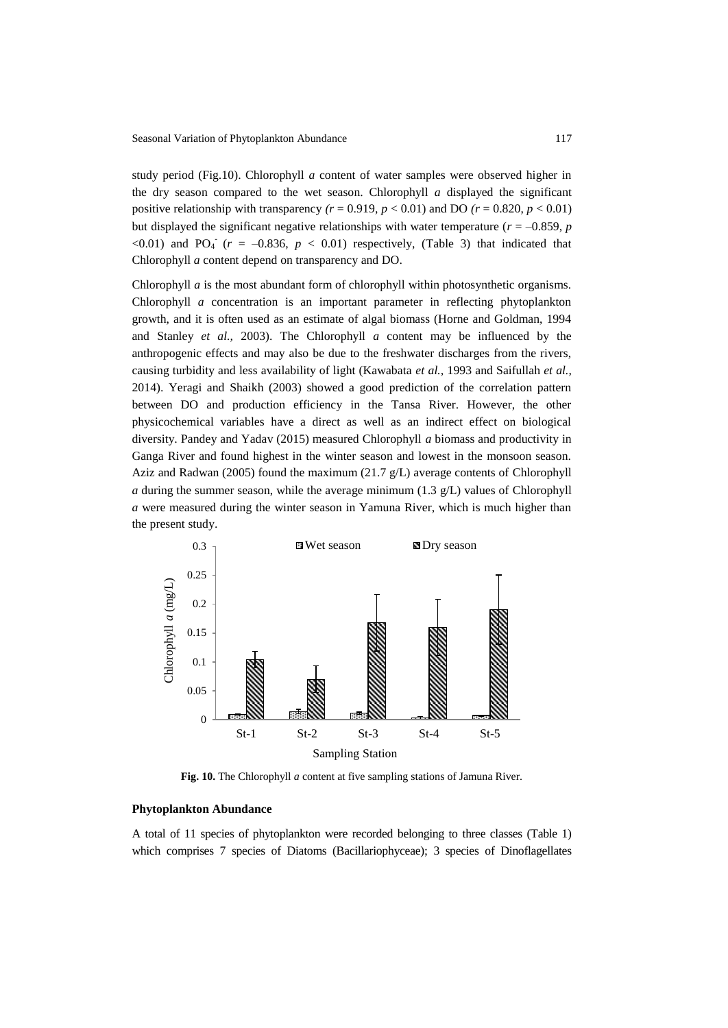study period (Fig.10). Chlorophyll *a* content of water samples were observed higher in the dry season compared to the wet season. Chlorophyll *a* displayed the significant positive relationship with transparency ($r$ = 0.919, $p$ < 0.01) and DO ($r$ = 0.820, $p$ < 0.01) but displayed the significant negative relationships with water temperature ($r$ = –0.859, $p$ <0.01) and $PO_4^-$ ($r$ = –0.836, $p$ < 0.01) respectively, (Table 3) that indicated that Chlorophyll *a* content depend on transparency and DO.

Chlorophyll *a* is the most abundant form of chlorophyll within photosynthetic organisms. Chlorophyll *a* concentration is an important parameter in reflecting phytoplankton growth, and it is often used as an estimate of algal biomass (Horne and Goldman, 1994 and Stanley *et al.,* 2003). The Chlorophyll *a* content may be influenced by the anthropogenic effects and may also be due to the freshwater discharges from the rivers, causing turbidity and less availability of light (Kawabata *et al.,* 1993 and Saifullah *et al.,* 2014). Yeragi and Shaikh (2003) showed a good prediction of the correlation pattern between DO and production efficiency in the Tansa River. However, the other physicochemical variables have a direct as well as an indirect effect on biological diversity. Pandey and Yadav (2015) measured Chlorophyll *a* biomass and productivity in Ganga River and found highest in the winter season and lowest in the monsoon season. Aziz and Radwan (2005) found the maximum (21.7 g/L) average contents of Chlorophyll *a* during the summer season, while the average minimum (1.3 g/L) values of Chlorophyll *a* were measured during the winter season in Yamuna River, which is much higher than the present study.

**Fig. 10.** The Chlorophyll *a* content at five sampling stations of Jamuna River.

### Phytoplankton Abundance

A total of 11 species of phytoplankton were recorded belonging to three classes (Table 1) which comprises 7 species of Diatoms (Bacillariophyceae); 3 species of Dinoflagellates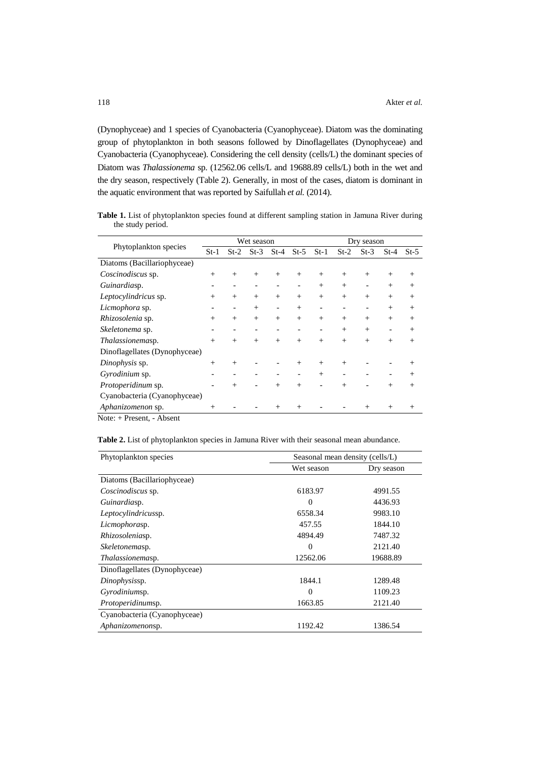(Dynophyceae) and 1 species of Cyanobacteria (Cyanophyceae). Diatom was the dominating group of phytoplankton in both seasons followed by Dinoflagellates (Dynophyceae) and Cyanobacteria (Cyanophyceae). Considering the cell density (cells/L) the dominant species of Diatom was *Thalassionema* sp. (12562.06 cells/L and 19688.89 cells/L) both in the wet and the dry season, respectively (Table 2). Generally, in most of the cases, diatom is dominant in the aquatic environment that was reported by Saifullah *et al.* (2014).

**Table 1.** List of phytoplankton species found at different sampling station in Jamuna River during the study period.

| Phytoplankton species | Wet season | | | | | Dry season | | | | |
|---|---|---|---|---|---|---|---|---|---|---|
| | St-1 | St-2 | St-3 | St-4 | St-5 | St-1 | St-2 | St-3 | St-4 | St-5 |
| Diatoms (Bacillariophyceae) | | | | | | | | | | |
| *Coscinodiscus* sp. | + | + | + | + | + | + | + | + | + | + |
| *Guinardia*sp. | - | - | - | - | - | + | + | - | + | + |
| *Leptocylindricus* sp. | + | + | + | + | + | + | + | + | + | + |
| *Licmophora* sp. | - | - | + | - | + | - | - | - | + | + |
| *Rhizosolenia* sp. | + | + | + | + | + | + | + | + | + | + |
| *Skeletonema* sp. | - | - | - | - | - | - | + | + | - | + |
| *Thalassionema*sp. | + | + | + | + | + | + | + | + | + | + |
| Dinoflagellates (Dynophyceae) | | | | | | | | | | |
| *Dinophysis* sp. | + | + | - | - | + | + | + | - | - | + |
| *Gyrodinium* sp. | - | - | - | - | - | + | - | - | - | + |
| *Protoperidinum* sp. | - | + | - | + | + | - | + | - | + | + |
| Cyanobacteria (Cyanophyceae) | | | | | | | | | | |
| *Aphanizomenon* sp. | + | - | - | + | + | - | - | + | + | + |

Note: + Present, - Absent

**Table 2.** List of phytoplankton species in Jamuna River with their seasonal mean abundance.

| Phytoplankton species | Seasonal mean density (cells/L) | |
|---|---|---|
| | Wet season | Dry season |
| Diatoms (Bacillariophyceae) | | |
| *Coscinodiscus* sp. | 6183.97 | 4991.55 |
| *Guinardia*sp. | 0 | 4436.93 |
| *Leptocylindricus*sp. | 6558.34 | 9983.10 |
| *Licmophora*sp. | 457.55 | 1844.10 |
| *Rhizosolenia*sp. | 4894.49 | 7487.32 |
| *Skeletonema*sp. | 0 | 2121.40 |
| *Thalassionema*sp. | 12562.06 | 19688.89 |
| Dinoflagellates (Dynophyceae) | | |
| *Dinophysis*sp. | 1844.1 | 1289.48 |
| *Gyrodinium*sp. | 0 | 1109.23 |
| *Protoperidinum*sp. | 1663.85 | 2121.40 |
| Cyanobacteria (Cyanophyceae) | | |
| *Aphanizomenon*sp. | 1192.42 | 1386.54 |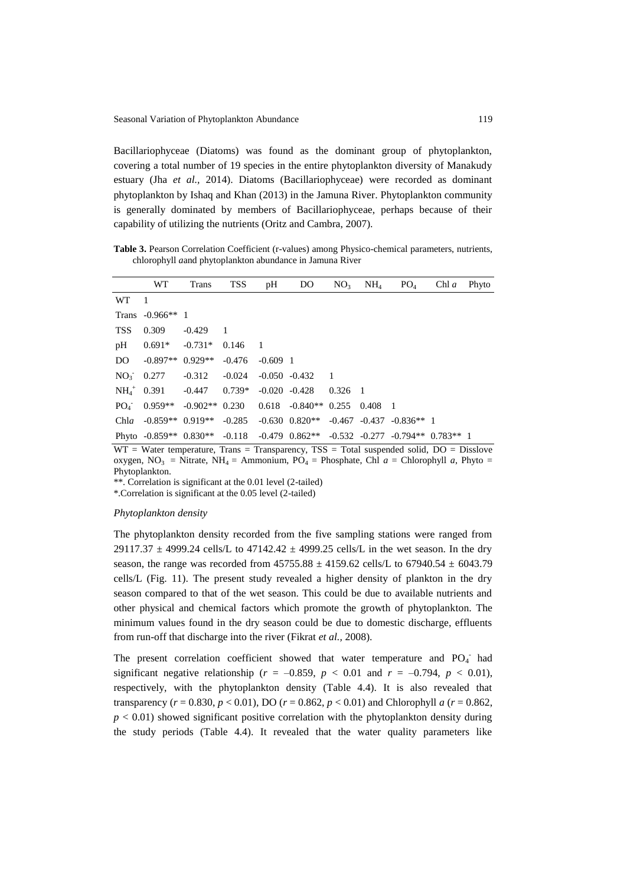Bacillariophyceae (Diatoms) was found as the dominant group of phytoplankton, covering a total number of 19 species in the entire phytoplankton diversity of Manakudy estuary (Jha *et al.,* 2014). Diatoms (Bacillariophyceae) were recorded as dominant phytoplankton by Ishaq and Khan (2013) in the Jamuna River. Phytoplankton community is generally dominated by members of Bacillariophyceae, perhaps because of their capability of utilizing the nutrients (Oritz and Cambra, 2007).

**Table 3.** Pearson Correlation Coefficient (r-values) among Physico-chemical parameters, nutrients, chlorophyll *a* and phytoplankton abundance in Jamuna River

| | WT | Trans | TSS | pH | DO | $NO_3$ | $NH_4$ | $PO_4$ | Chl *a* | Phyto |
|---|---|---|---|---|---|---|---|---|---|---|
| WT | 1 | | | | | | | | | |
| Trans | -0.966** | 1 | | | | | | | | |
| TSS | 0.309 | -0.429 | 1 | | | | | | | |
| pH | 0.691* | -0.731* | 0.146 | 1 | | | | | | |
| DO | -0.897** | 0.929** | -0.476 | -0.609 | 1 | | | | | |
| $NO_3^-$ | 0.277 | -0.312 | -0.024 | -0.050 | -0.432 | 1 | | | | |
| $NH_4^+$ | 0.391 | -0.447 | 0.739* | -0.020 | -0.428 | 0.326 | 1 | | | |
| $PO_4^-$ | 0.959** | -0.902** | 0.230 | 0.618 | -0.840** | 0.255 | 0.408 | 1 | | |
| Chl*a* | -0.859** | 0.919** | -0.285 | -0.630 | 0.820** | -0.467 | -0.437 | -0.836** | 1 | |
| Phyto | -0.859** | 0.830** | -0.118 | -0.479 | 0.862** | -0.532 | -0.277 | -0.794** | 0.783** | 1 |

WT = Water temperature, Trans = Transparency, TSS = Total suspended solid, DO = Disslove oxygen, $NO_3$ = Nitrate, $NH_4$ = Ammonium, $PO_4$ = Phosphate, Chl *a* = Chlorophyll *a*, Phyto = Phytoplankton.

**. Correlation is significant at the 0.01 level (2-tailed)

*.Correlation is significant at the 0.05 level (2-tailed)

*Phytoplankton density*

The phytoplankton density recorded from the five sampling stations were ranged from 29117.37 ± 4999.24 cells/L to 47142.42 ± 4999.25 cells/L in the wet season. In the dry season, the range was recorded from 45755.88 ± 4159.62 cells/L to 67940.54 ± 6043.79 cells/L (Fig. 11). The present study revealed a higher density of plankton in the dry season compared to that of the wet season. This could be due to available nutrients and other physical and chemical factors which promote the growth of phytoplankton. The minimum values found in the dry season could be due to domestic discharge, effluents from run-off that discharge into the river (Fikrat *et al.,* 2008).

The present correlation coefficient showed that water temperature and $PO_4^-$ had significant negative relationship ($r$ = –0.859, $p$ < 0.01 and $r$ = –0.794, $p$ < 0.01), respectively, with the phytoplankton density (Table 4.4). It is also revealed that transparency ($r$ = 0.830, $p$ < 0.01), DO ($r$ = 0.862, $p$ < 0.01) and Chlorophyll *a* ($r$ = 0.862, $p$ < 0.01) showed significant positive correlation with the phytoplankton density during the study periods (Table 4.4). It revealed that the water quality parameters like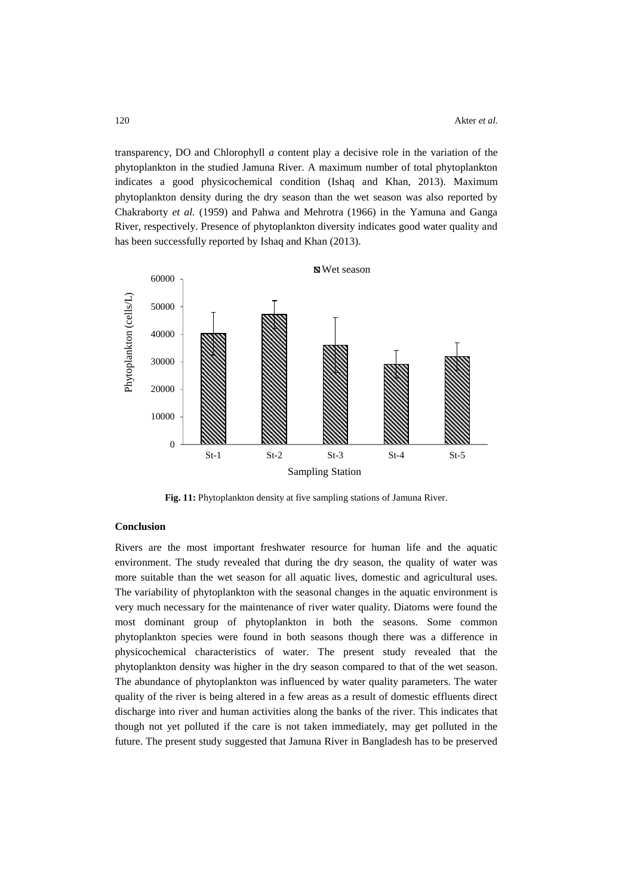transparency, DO and Chlorophyll *a* content play a decisive role in the variation of the phytoplankton in the studied Jamuna River. A maximum number of total phytoplankton indicates a good physicochemical condition (Ishaq and Khan, 2013). Maximum phytoplankton density during the dry season than the wet season was also reported by Chakraborty *et al.* (1959) and Pahwa and Mehrotra (1966) in the Yamuna and Ganga River, respectively. Presence of phytoplankton diversity indicates good water quality and has been successfully reported by Ishaq and Khan (2013).

**Fig. 11:** Phytoplankton density at five sampling stations of Jamuna River.

### Conclusion

Rivers are the most important freshwater resource for human life and the aquatic environment. The study revealed that during the dry season, the quality of water was more suitable than the wet season for all aquatic lives, domestic and agricultural uses. The variability of phytoplankton with the seasonal changes in the aquatic environment is very much necessary for the maintenance of river water quality. Diatoms were found the most dominant group of phytoplankton in both the seasons. Some common phytoplankton species were found in both seasons though there was a difference in physicochemical characteristics of water. The present study revealed that the phytoplankton density was higher in the dry season compared to that of the wet season. The abundance of phytoplankton was influenced by water quality parameters. The water quality of the river is being altered in a few areas as a result of domestic effluents direct discharge into river and human activities along the banks of the river. This indicates that though not yet polluted if the care is not taken immediately, may get polluted in the future. The present study suggested that Jamuna River in Bangladesh has to be preserved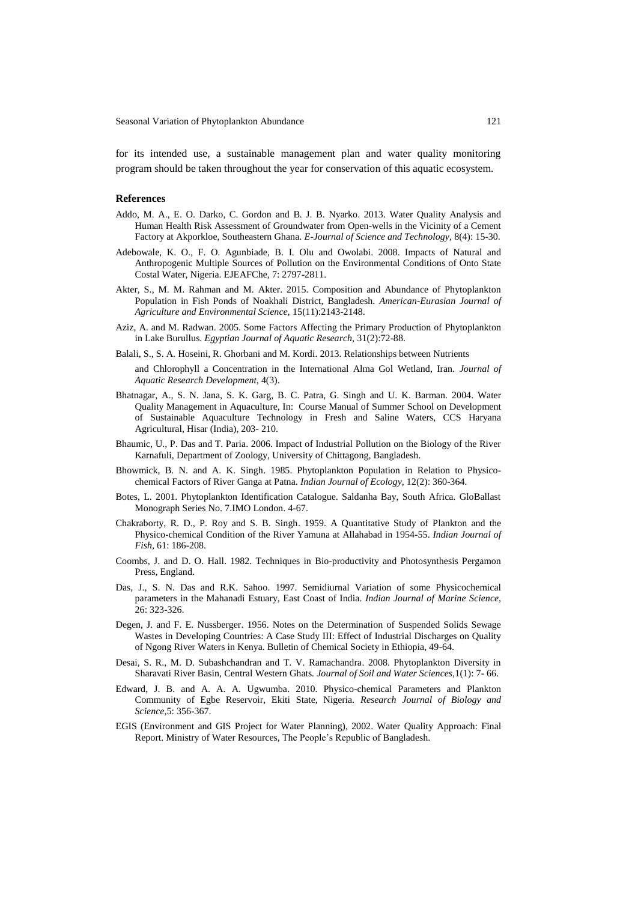for its intended use, a sustainable management plan and water quality monitoring program should be taken throughout the year for conservation of this aquatic ecosystem.

## References

Addo, M. A., E. O. Darko, C. Gordon and B. J. B. Nyarko. 2013. Water Quality Analysis and Human Health Risk Assessment of Groundwater from Open-wells in the Vicinity of a Cement Factory at Akporkloe, Southeastern Ghana. *E-Journal of Science and Technology*, 8(4): 15-30.

Adebowale, K. O., F. O. Agunbiade, B. I. Olu and Owolabi. 2008. Impacts of Natural and Anthropogenic Multiple Sources of Pollution on the Environmental Conditions of Onto State Costal Water, Nigeria. EJEAFChe, 7: 2797-2811.

Akter, S., M. M. Rahman and M. Akter. 2015. Composition and Abundance of Phytoplankton Population in Fish Ponds of Noakhali District, Bangladesh. *American-Eurasian Journal of Agriculture and Environmental Science,* 15(11):2143-2148.

Aziz, A. and M. Radwan. 2005. Some Factors Affecting the Primary Production of Phytoplankton in Lake Burullus. *Egyptian Journal of Aquatic Research*, 31(2):72-88.

Balali, S., S. A. Hoseini, R. Ghorbani and M. Kordi. 2013. Relationships between Nutrients and Chlorophyll a Concentration in the International Alma Gol Wetland, Iran. *Journal of Aquatic Research Development*, 4(3).

Bhatnagar, A., S. N. Jana, S. K. Garg, B. C. Patra, G. Singh and U. K. Barman. 2004. Water Quality Management in Aquaculture, In: Course Manual of Summer School on Development of Sustainable Aquaculture Technology in Fresh and Saline Waters, CCS Haryana Agricultural, Hisar (India), 203- 210.

Bhaumic, U., P. Das and T. Paria. 2006. Impact of Industrial Pollution on the Biology of the River Karnafuli, Department of Zoology, University of Chittagong, Bangladesh.

Bhowmick, B. N. and A. K. Singh. 1985. Phytoplankton Population in Relation to Physico-chemical Factors of River Ganga at Patna. *Indian Journal of Ecology*, 12(2): 360-364.

Botes, L. 2001. Phytoplankton Identification Catalogue. Saldanha Bay, South Africa. GloBallast Monograph Series No. 7.IMO London. 4-67.

Chakraborty, R. D., P. Roy and S. B. Singh. 1959. A Quantitative Study of Plankton and the Physico-chemical Condition of the River Yamuna at Allahabad in 1954-55. *Indian Journal of Fish*, 61: 186-208.

Coombs, J. and D. O. Hall. 1982. Techniques in Bio-productivity and Photosynthesis Pergamon Press, England.

Das, J., S. N. Das and R.K. Sahoo. 1997. Semidiurnal Variation of some Physicochemical parameters in the Mahanadi Estuary, East Coast of India. *Indian Journal of Marine Science*, 26: 323-326.

Degen, J. and F. E. Nussberger. 1956. Notes on the Determination of Suspended Solids Sewage Wastes in Developing Countries: A Case Study III: Effect of Industrial Discharges on Quality of Ngong River Waters in Kenya. Bulletin of Chemical Society in Ethiopia, 49-64.

Desai, S. R., M. D. Subashchandran and T. V. Ramachandra. 2008. Phytoplankton Diversity in Sharavati River Basin, Central Western Ghats. *Journal of Soil and Water Sciences*,1(1): 7- 66.

Edward, J. B. and A. A. A. Ugwumba. 2010. Physico-chemical Parameters and Plankton Community of Egbe Reservoir, Ekiti State, Nigeria. *Research Journal of Biology and Science*,5: 356-367.

EGIS (Environment and GIS Project for Water Planning), 2002. Water Quality Approach: Final Report. Ministry of Water Resources, The People's Republic of Bangladesh.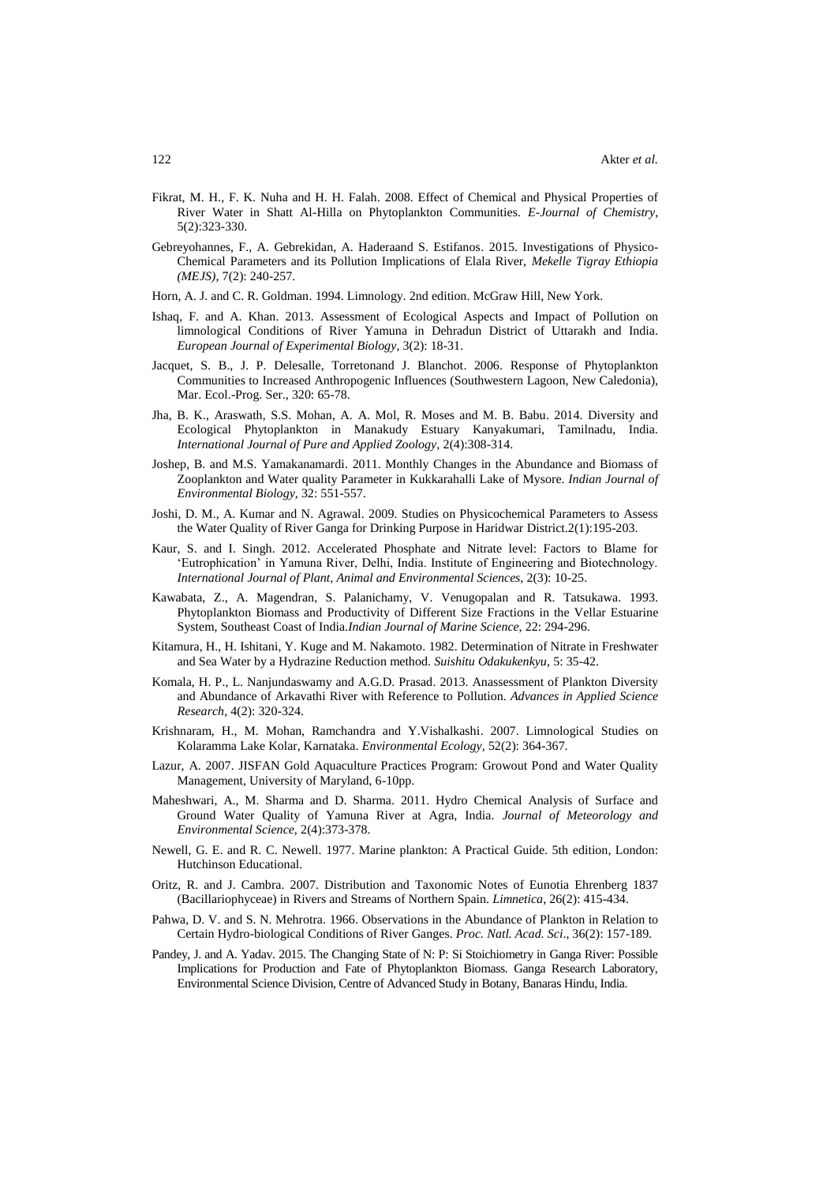Fikrat, M. H., F. K. Nuha and H. H. Falah. 2008. Effect of Chemical and Physical Properties of River Water in Shatt Al-Hilla on Phytoplankton Communities. *E-Journal of Chemistry*, 5(2):323-330.

Gebreyohannes, F., A. Gebrekidan, A. Haderaand S. Estifanos. 2015. Investigations of Physico-Chemical Parameters and its Pollution Implications of Elala River, *Mekelle Tigray Ethiopia (MEJS)*, 7(2): 240-257.

Horn, A. J. and C. R. Goldman. 1994. Limnology. 2nd edition. McGraw Hill, New York.

Ishaq, F. and A. Khan. 2013. Assessment of Ecological Aspects and Impact of Pollution on limnological Conditions of River Yamuna in Dehradun District of Uttarakh and India. *European Journal of Experimental Biology*, 3(2): 18-31.

Jacquet, S. B., J. P. Delesalle, Torretonand J. Blanchot. 2006. Response of Phytoplankton Communities to Increased Anthropogenic Influences (Southwestern Lagoon, New Caledonia), Mar. Ecol.-Prog. Ser., 320: 65-78.

Jha, B. K., Araswath, S.S. Mohan, A. A. Mol, R. Moses and M. B. Babu. 2014. Diversity and Ecological Phytoplankton in Manakudy Estuary Kanyakumari, Tamilnadu, India. *International Journal of Pure and Applied Zoology*, 2(4):308-314.

Joshep, B. and M.S. Yamakanamardi. 2011. Monthly Changes in the Abundance and Biomass of Zooplankton and Water quality Parameter in Kukkarahalli Lake of Mysore. *Indian Journal of Environmental Biology*, 32: 551-557.

Joshi, D. M., A. Kumar and N. Agrawal. 2009. Studies on Physicochemical Parameters to Assess the Water Quality of River Ganga for Drinking Purpose in Haridwar District.2(1):195-203.

Kaur, S. and I. Singh. 2012. Accelerated Phosphate and Nitrate level: Factors to Blame for 'Eutrophication' in Yamuna River, Delhi, India. Institute of Engineering and Biotechnology. *International Journal of Plant, Animal and Environmental Sciences*, 2(3): 10-25.

Kawabata, Z., A. Magendran, S. Palanichamy, V. Venugopalan and R. Tatsukawa. 1993. Phytoplankton Biomass and Productivity of Different Size Fractions in the Vellar Estuarine System, Southeast Coast of India.*Indian Journal of Marine Science*, 22: 294-296.

Kitamura, H., H. Ishitani, Y. Kuge and M. Nakamoto. 1982. Determination of Nitrate in Freshwater and Sea Water by a Hydrazine Reduction method. *Suishitu Odakukenkyu*, 5: 35-42.

Komala, H. P., L. Nanjundaswamy and A.G.D. Prasad. 2013. Anassessment of Plankton Diversity and Abundance of Arkavathi River with Reference to Pollution. *Advances in Applied Science Research*, 4(2): 320-324.

Krishnaram, H., M. Mohan, Ramchandra and Y.Vishalkashi. 2007. Limnological Studies on Kolaramma Lake Kolar, Karnataka. *Environmental Ecology*, 52(2): 364-367.

Lazur, A. 2007. JISFAN Gold Aquaculture Practices Program: Growout Pond and Water Quality Management, University of Maryland, 6-10pp.

Maheshwari, A., M. Sharma and D. Sharma. 2011. Hydro Chemical Analysis of Surface and Ground Water Quality of Yamuna River at Agra, India. *Journal of Meteorology and Environmental Science*, 2(4):373-378.

Newell, G. E. and R. C. Newell. 1977. Marine plankton: A Practical Guide. 5th edition, London: Hutchinson Educational.

Oritz, R. and J. Cambra. 2007. Distribution and Taxonomic Notes of Eunotia Ehrenberg 1837 (Bacillariophyceae) in Rivers and Streams of Northern Spain. *Limnetica*, 26(2): 415-434.

Pahwa, D. V. and S. N. Mehrotra. 1966. Observations in the Abundance of Plankton in Relation to Certain Hydro-biological Conditions of River Ganges. *Proc. Natl. Acad. Sci*., 36(2): 157-189.

Pandey, J. and A. Yadav. 2015. The Changing State of N: P: Si Stoichiometry in Ganga River: Possible Implications for Production and Fate of Phytoplankton Biomass. Ganga Research Laboratory, Environmental Science Division, Centre of Advanced Study in Botany, Banaras Hindu, India.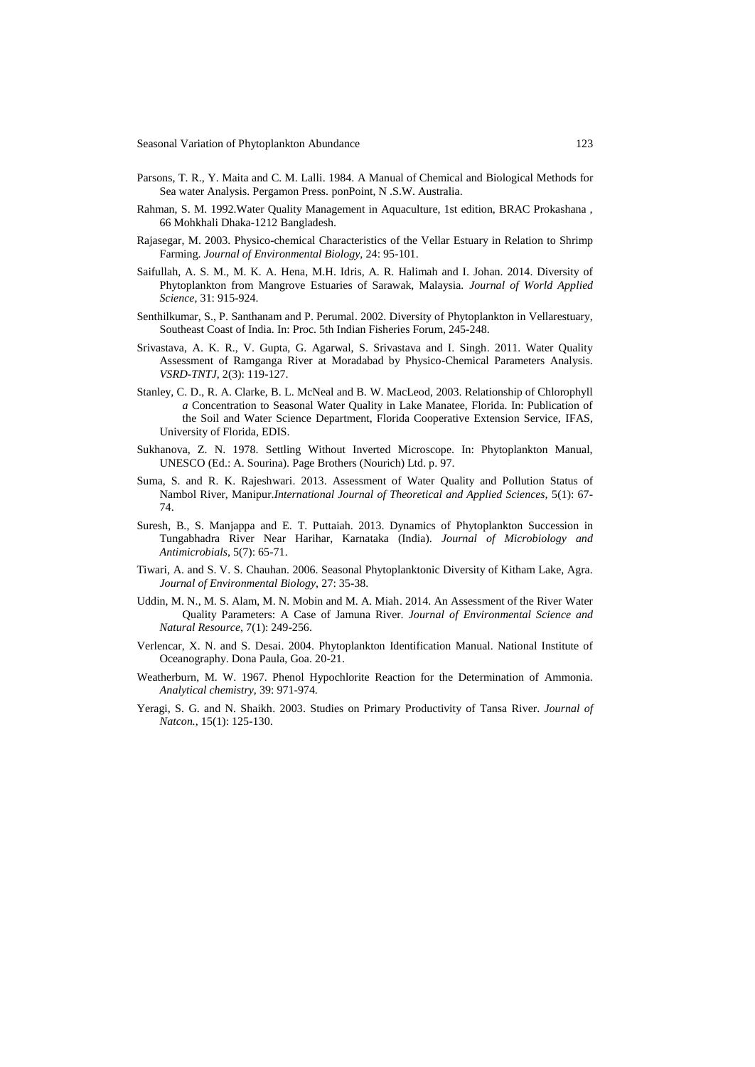Parsons, T. R., Y. Maita and C. M. Lalli. 1984. A Manual of Chemical and Biological Methods for Sea water Analysis. Pergamon Press. ponPoint, N .S.W. Australia.

Rahman, S. M. 1992.Water Quality Management in Aquaculture, 1st edition, BRAC Prokashana , 66 Mohkhali Dhaka-1212 Bangladesh.

Rajasegar, M. 2003. Physico-chemical Characteristics of the Vellar Estuary in Relation to Shrimp Farming. *Journal of Environmental Biology*, 24: 95-101.

Saifullah, A. S. M., M. K. A. Hena, M.H. Idris, A. R. Halimah and I. Johan. 2014. Diversity of Phytoplankton from Mangrove Estuaries of Sarawak, Malaysia. *Journal of World Applied Science*, 31: 915-924.

Senthilkumar, S., P. Santhanam and P. Perumal. 2002. Diversity of Phytoplankton in Vellarestuary, Southeast Coast of India. In: Proc. 5th Indian Fisheries Forum, 245-248.

Srivastava, A. K. R., V. Gupta, G. Agarwal, S. Srivastava and I. Singh. 2011. Water Quality Assessment of Ramganga River at Moradabad by Physico-Chemical Parameters Analysis. *VSRD-TNTJ*, 2(3): 119-127.

Stanley, C. D., R. A. Clarke, B. L. McNeal and B. W. MacLeod, 2003. Relationship of Chlorophyll *a* Concentration to Seasonal Water Quality in Lake Manatee, Florida. In: Publication of the Soil and Water Science Department, Florida Cooperative Extension Service, IFAS, University of Florida, EDIS.

Sukhanova, Z. N. 1978. Settling Without Inverted Microscope. In: Phytoplankton Manual, UNESCO (Ed.: A. Sourina). Page Brothers (Nourich) Ltd. p. 97.

Suma, S. and R. K. Rajeshwari. 2013. Assessment of Water Quality and Pollution Status of Nambol River, Manipur.*International Journal of Theoretical and Applied Sciences*, 5(1): 67-74.

Suresh, B., S. Manjappa and E. T. Puttaiah. 2013. Dynamics of Phytoplankton Succession in Tungabhadra River Near Harihar, Karnataka (India). *Journal of Microbiology and Antimicrobials*, 5(7): 65-71.

Tiwari, A. and S. V. S. Chauhan. 2006. Seasonal Phytoplanktonic Diversity of Kitham Lake, Agra. *Journal of Environmental Biology*, 27: 35-38.

Uddin, M. N., M. S. Alam, M. N. Mobin and M. A. Miah. 2014. An Assessment of the River Water Quality Parameters: A Case of Jamuna River. *Journal of Environmental Science and Natural Resource*, 7(1): 249-256.

Verlencar, X. N. and S. Desai. 2004. Phytoplankton Identification Manual. National Institute of Oceanography. Dona Paula, Goa. 20-21.

Weatherburn, M. W. 1967. Phenol Hypochlorite Reaction for the Determination of Ammonia. *Analytical chemistry*, 39: 971-974.

Yeragi, S. G. and N. Shaikh. 2003. Studies on Primary Productivity of Tansa River. *Journal of Natcon.*, 15(1): 125-130.